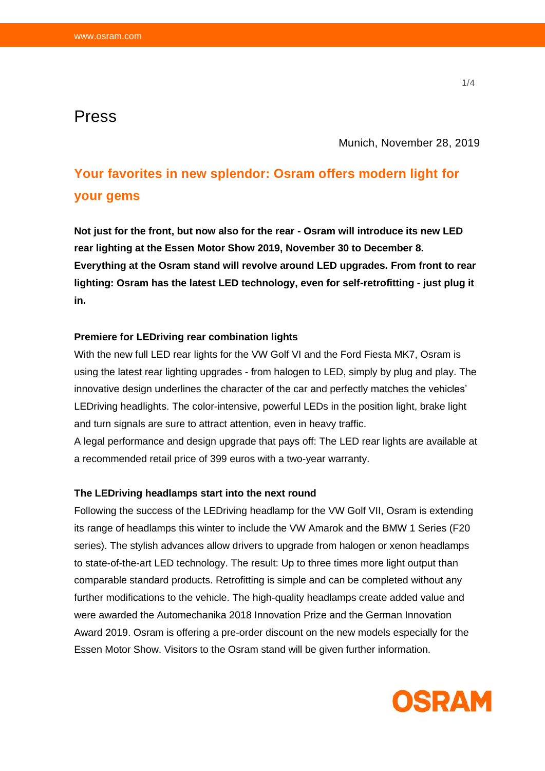# Press

Munich, November 28, 2019

## Your favorites in new splendor: Osram offers modern light for your gems

**Not just for the front, but now also for the rear - Osram will introduce its new LED rear lighting at the Essen Motor Show 2019, November 30 to December 8. Everything at the Osram stand will revolve around LED upgrades. From front to rear lighting: Osram has the latest LED technology, even for self-retrofitting - just plug it in.**

### Premiere for LEDriving rear combination lights

With the new full LED rear lights for the VW Golf VI and the Ford Fiesta MK7, Osram is using the latest rear lighting upgrades - from halogen to LED, simply by plug and play. The innovative design underlines the character of the car and perfectly matches the vehicles' LEDriving headlights. The color-intensive, powerful LEDs in the position light, brake light and turn signals are sure to attract attention, even in heavy traffic.
A legal performance and design upgrade that pays off: The LED rear lights are available at a recommended retail price of 399 euros with a two-year warranty.

### The LEDriving headlamps start into the next round

Following the success of the LEDriving headlamp for the VW Golf VII, Osram is extending its range of headlamps this winter to include the VW Amarok and the BMW 1 Series (F20 series). The stylish advances allow drivers to upgrade from halogen or xenon headlamps to state-of-the-art LED technology. The result: Up to three times more light output than comparable standard products. Retrofitting is simple and can be completed without any further modifications to the vehicle. The high-quality headlamps create added value and were awarded the Automechanika 2018 Innovation Prize and the German Innovation Award 2019. Osram is offering a pre-order discount on the new models especially for the Essen Motor Show. Visitors to the Osram stand will be given further information.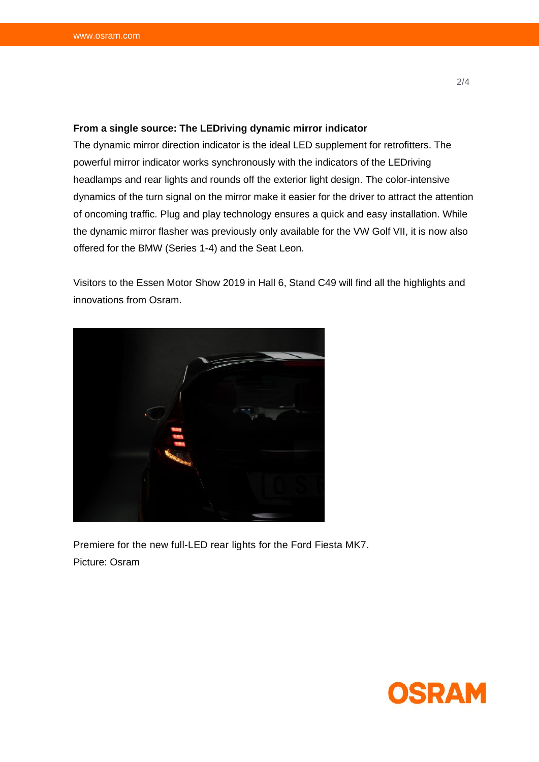**From a single source: The LEDriving dynamic mirror indicator**

The dynamic mirror direction indicator is the ideal LED supplement for retrofitters. The powerful mirror indicator works synchronously with the indicators of the LEDriving headlamps and rear lights and rounds off the exterior light design. The color-intensive dynamics of the turn signal on the mirror make it easier for the driver to attract the attention of oncoming traffic. Plug and play technology ensures a quick and easy installation. While the dynamic mirror flasher was previously only available for the VW Golf VII, it is now also offered for the BMW (Series 1-4) and the Seat Leon.

Visitors to the Essen Motor Show 2019 in Hall 6, Stand C49 will find all the highlights and innovations from Osram.

Premiere for the new full-LED rear lights for the Ford Fiesta MK7.
Picture: Osram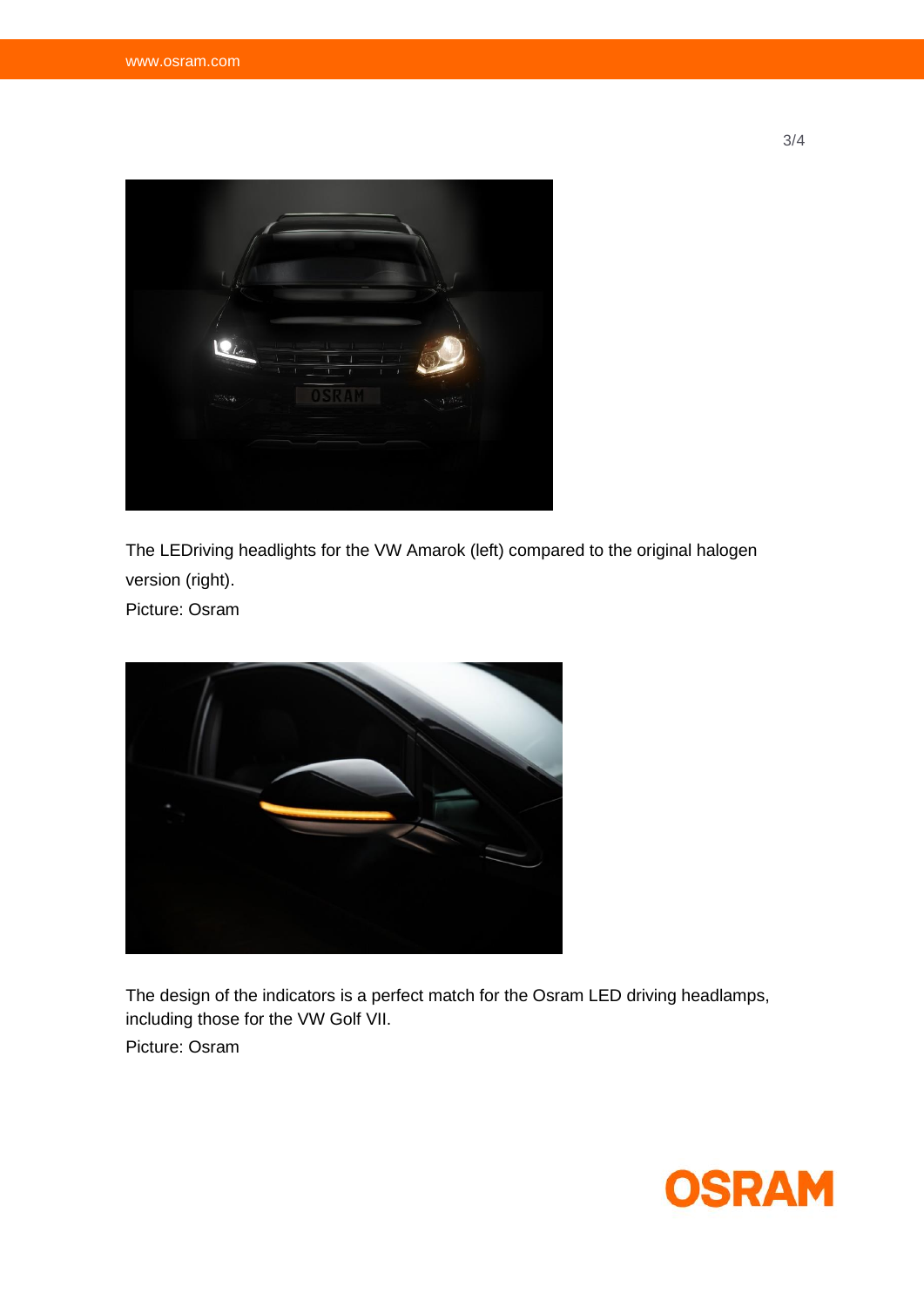The LEDriving headlights for the VW Amarok (left) compared to the original halogen version (right).
Picture: Osram

The design of the indicators is a perfect match for the Osram LED driving headlamps, including those for the VW Golf VII.
Picture: Osram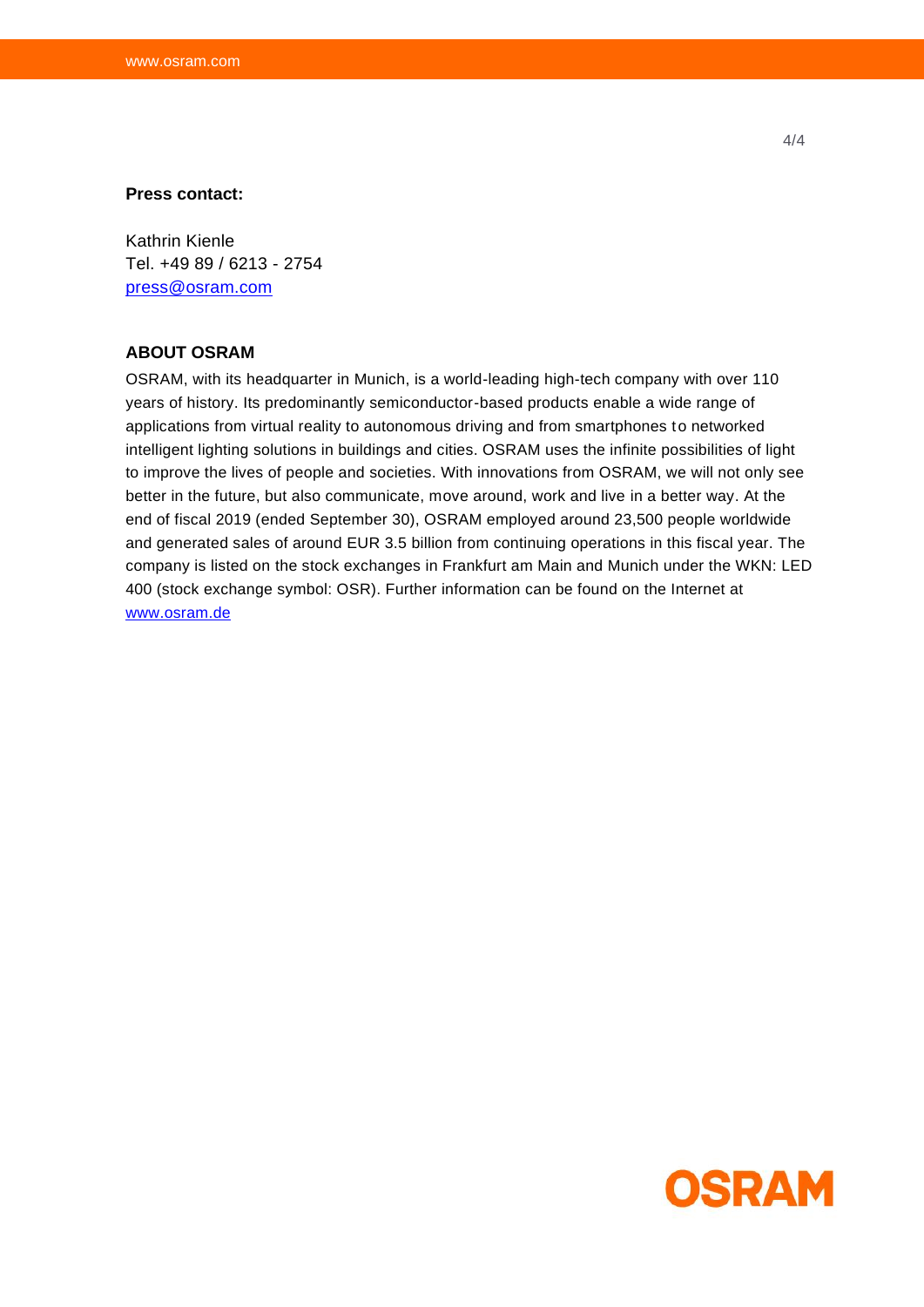**Press contact:**

Kathrin Kienle
Tel. +49 89 / 6213 - 2754
press@osram.com

**ABOUT OSRAM**

OSRAM, with its headquarter in Munich, is a world-leading high-tech company with over 110 years of history. Its predominantly semiconductor-based products enable a wide range of applications from virtual reality to autonomous driving and from smartphones to networked intelligent lighting solutions in buildings and cities. OSRAM uses the infinite possibilities of light to improve the lives of people and societies. With innovations from OSRAM, we will not only see better in the future, but also communicate, move around, work and live in a better way. At the end of fiscal 2019 (ended September 30), OSRAM employed around 23,500 people worldwide and generated sales of around EUR 3.5 billion from continuing operations in this fiscal year. The company is listed on the stock exchanges in Frankfurt am Main and Munich under the WKN: LED 400 (stock exchange symbol: OSR). Further information can be found on the Internet at www.osram.de